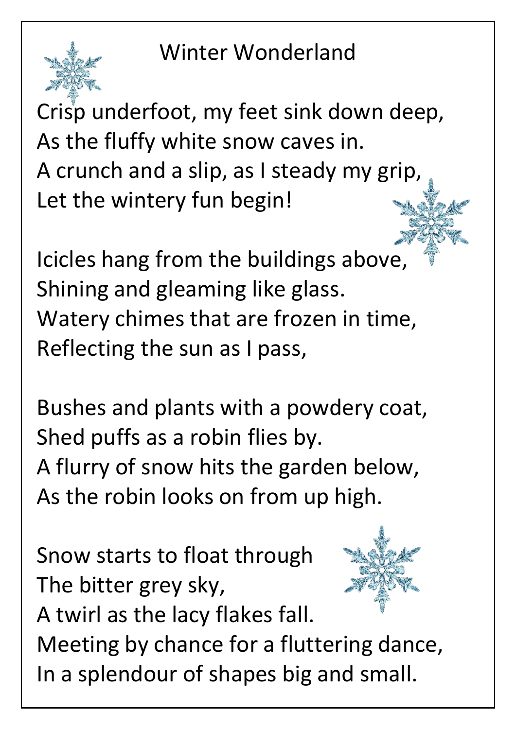# Winter Wonderland

Crisp underfoot, my feet sink down deep,
As the fluffy white snow caves in.
A crunch and a slip, as I steady my grip,
Let the wintery fun begin!

Icicles hang from the buildings above,
Shining and gleaming like glass.
Watery chimes that are frozen in time,
Reflecting the sun as I pass,

Bushes and plants with a powdery coat,
Shed puffs as a robin flies by.
A flurry of snow hits the garden below,
As the robin looks on from up high.

Snow starts to float through
The bitter grey sky,
A twirl as the lacy flakes fall.
Meeting by chance for a fluttering dance,
In a splendour of shapes big and small.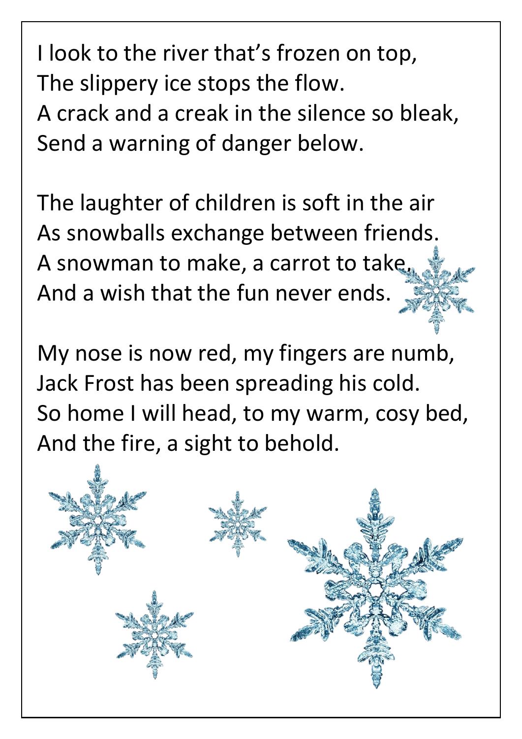I look to the river that's frozen on top,
The slippery ice stops the flow.
A crack and a creak in the silence so bleak,
Send a warning of danger below.

The laughter of children is soft in the air
As snowballs exchange between friends.
A snowman to make, a carrot to take,
And a wish that the fun never ends.

My nose is now red, my fingers are numb,
Jack Frost has been spreading his cold.
So home I will head, to my warm, cosy bed,
And the fire, a sight to behold.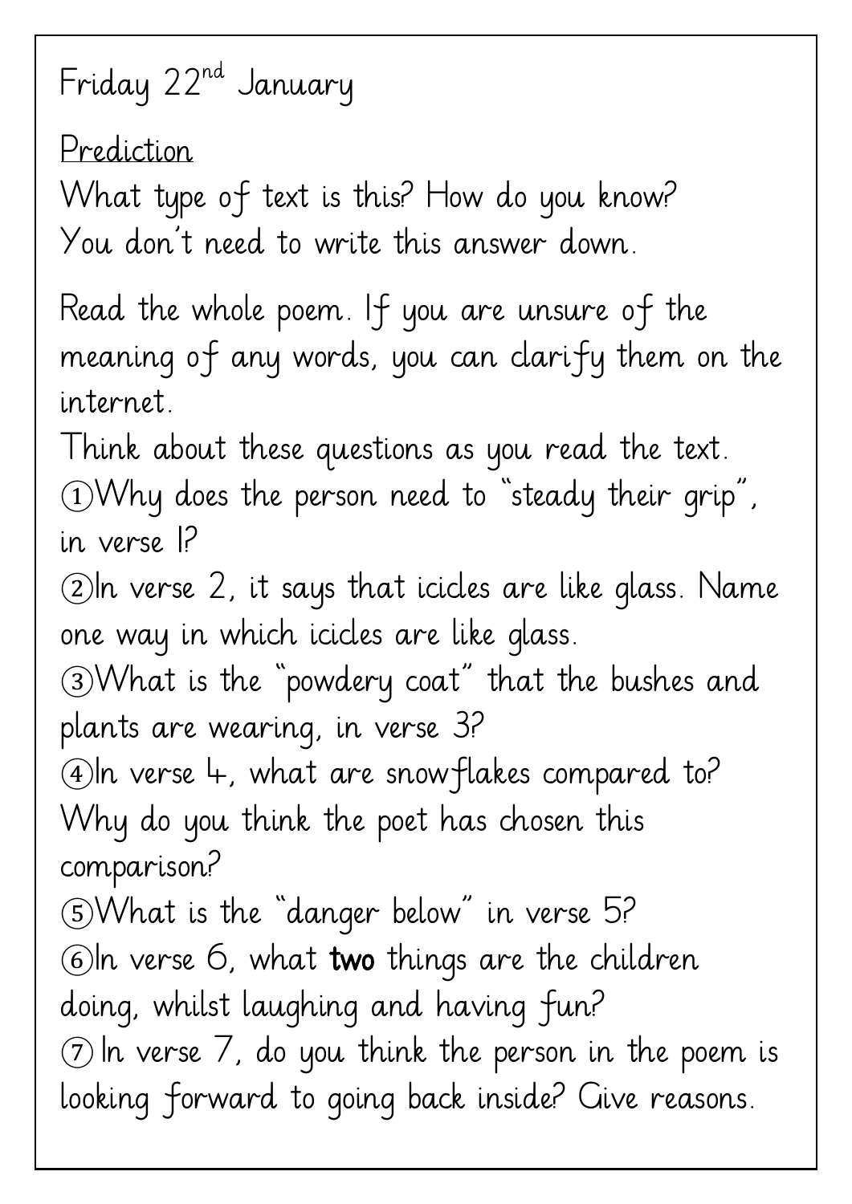Friday 22nd January

<u>Prediction</u>

What type of text is this? How do you know?
You don't need to write this answer down.

Read the whole poem. If you are unsure of the meaning of any words, you can clarify them on the internet.

Think about these questions as you read the text.

① Why does the person need to "steady their grip", in verse 1?

② In verse 2, it says that icicles are like glass. Name one way in which icicles are like glass.

③ What is the "powdery coat" that the bushes and plants are wearing, in verse 3?

④ In verse 4, what are snowflakes compared to? Why do you think the poet has chosen this comparison?

⑤ What is the "danger below" in verse 5?

⑥ In verse 6, what **two** things are the children doing, whilst laughing and having fun?

⑦ In verse 7, do you think the person in the poem is looking forward to going back inside? Give reasons.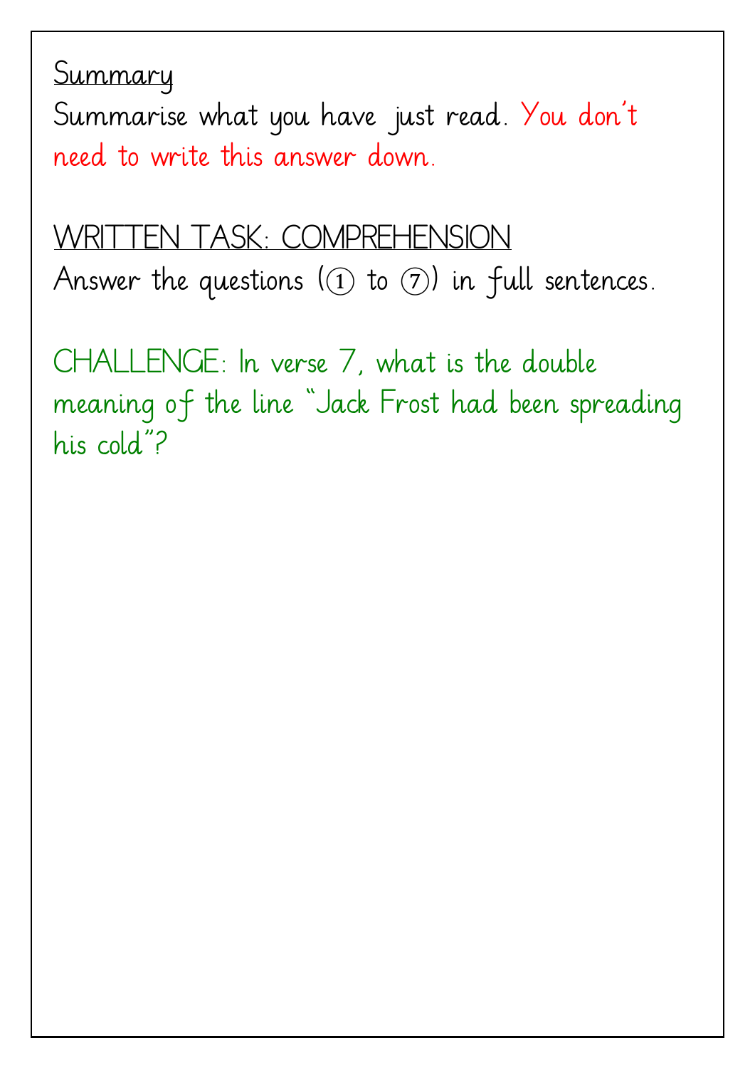## Summary

Summarise what you have just read. You don't need to write this answer down.

## WRITTEN TASK: COMPREHENSION

Answer the questions (① to ⑦) in full sentences.

CHALLENGE: In verse 7, what is the double meaning of the line "Jack Frost had been spreading his cold"?